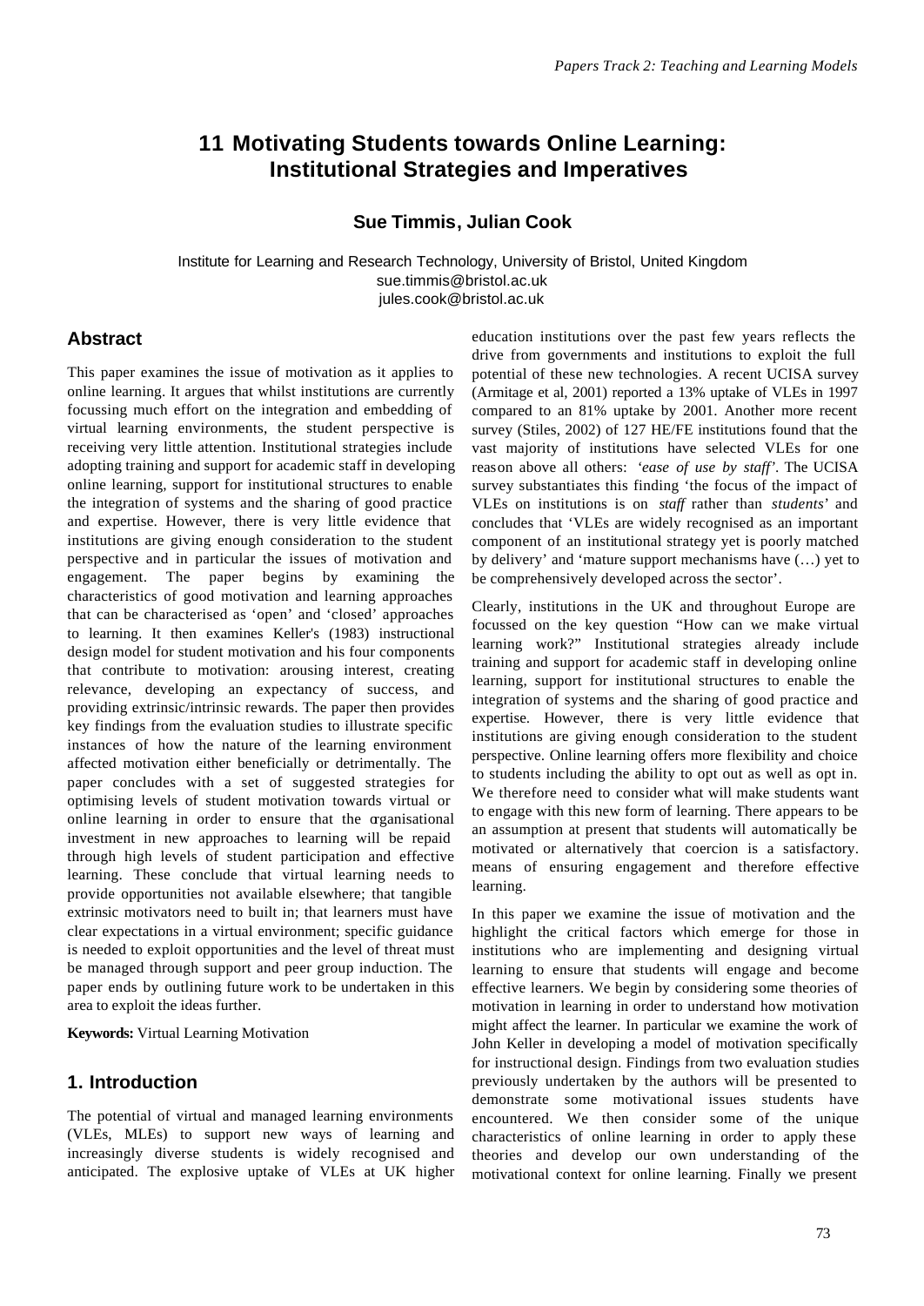# 11 Motivating Students towards Online Learning: Institutional Strategies and Imperatives

**Sue Timmis, Julian Cook**

Institute for Learning and Research Technology, University of Bristol, United Kingdom
sue.timmis@bristol.ac.uk
jules.cook@bristol.ac.uk

## Abstract

This paper examines the issue of motivation as it applies to online learning. It argues that whilst institutions are currently focussing much effort on the integration and embedding of virtual learning environments, the student perspective is receiving very little attention. Institutional strategies include adopting training and support for academic staff in developing online learning, support for institutional structures to enable the integration of systems and the sharing of good practice and expertise. However, there is very little evidence that institutions are giving enough consideration to the student perspective and in particular the issues of motivation and engagement. The paper begins by examining the characteristics of good motivation and learning approaches that can be characterised as 'open' and 'closed' approaches to learning. It then examines Keller's (1983) instructional design model for student motivation and his four components that contribute to motivation: arousing interest, creating relevance, developing an expectancy of success, and providing extrinsic/intrinsic rewards. The paper then provides key findings from the evaluation studies to illustrate specific instances of how the nature of the learning environment affected motivation either beneficially or detrimentally. The paper concludes with a set of suggested strategies for optimising levels of student motivation towards virtual or online learning in order to ensure that the organisational investment in new approaches to learning will be repaid through high levels of student participation and effective learning. These conclude that virtual learning needs to provide opportunities not available elsewhere; that tangible extrinsic motivators need to built in; that learners must have clear expectations in a virtual environment; specific guidance is needed to exploit opportunities and the level of threat must be managed through support and peer group induction. The paper ends by outlining future work to be undertaken in this area to exploit the ideas further.

**Keywords:** Virtual Learning Motivation

## 1. Introduction

The potential of virtual and managed learning environments (VLEs, MLEs) to support new ways of learning and increasingly diverse students is widely recognised and anticipated. The explosive uptake of VLEs at UK higher education institutions over the past few years reflects the drive from governments and institutions to exploit the full potential of these new technologies. A recent UCISA survey (Armitage et al, 2001) reported a 13% uptake of VLEs in 1997 compared to an 81% uptake by 2001. Another more recent survey (Stiles, 2002) of 127 HE/FE institutions found that the vast majority of institutions have selected VLEs for one reason above all others: *'ease of use by staff'*. The UCISA survey substantiates this finding 'the focus of the impact of VLEs on institutions is on *staff* rather than *students*' and concludes that 'VLEs are widely recognised as an important component of an institutional strategy yet is poorly matched by delivery' and 'mature support mechanisms have (…) yet to be comprehensively developed across the sector'.

Clearly, institutions in the UK and throughout Europe are focussed on the key question "How can we make virtual learning work?" Institutional strategies already include training and support for academic staff in developing online learning, support for institutional structures to enable the integration of systems and the sharing of good practice and expertise. However, there is very little evidence that institutions are giving enough consideration to the student perspective. Online learning offers more flexibility and choice to students including the ability to opt out as well as opt in. We therefore need to consider what will make students want to engage with this new form of learning. There appears to be an assumption at present that students will automatically be motivated or alternatively that coercion is a satisfactory. means of ensuring engagement and therefore effective learning.

In this paper we examine the issue of motivation and the highlight the critical factors which emerge for those in institutions who are implementing and designing virtual learning to ensure that students will engage and become effective learners. We begin by considering some theories of motivation in learning in order to understand how motivation might affect the learner. In particular we examine the work of John Keller in developing a model of motivation specifically for instructional design. Findings from two evaluation studies previously undertaken by the authors will be presented to demonstrate some motivational issues students have encountered. We then consider some of the unique characteristics of online learning in order to apply these theories and develop our own understanding of the motivational context for online learning. Finally we present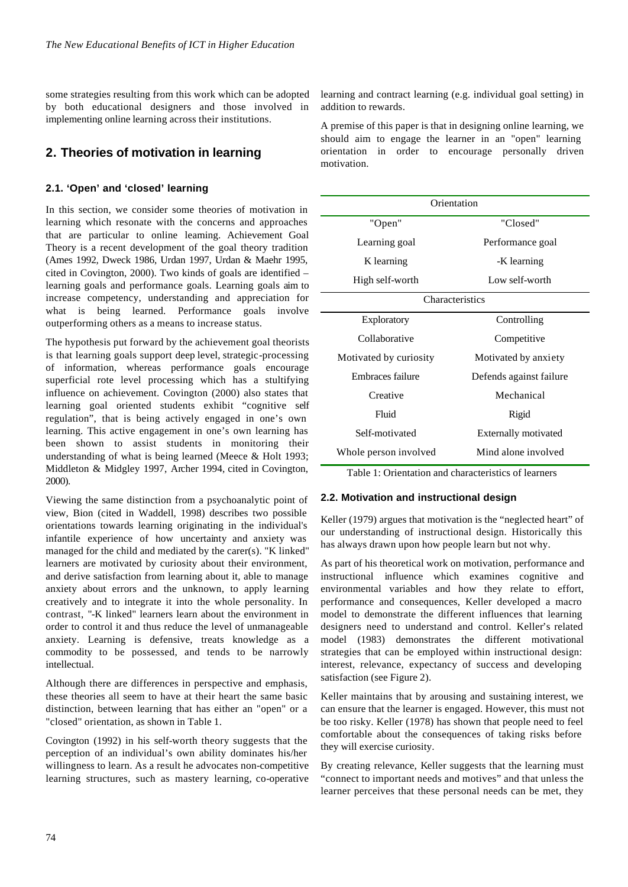some strategies resulting from this work which can be adopted by both educational designers and those involved in implementing online learning across their institutions.

## 2. Theories of motivation in learning

### 2.1. 'Open' and 'closed' learning

In this section, we consider some theories of motivation in learning which resonate with the concerns and approaches that are particular to online learning. Achievement Goal Theory is a recent development of the goal theory tradition (Ames 1992, Dweck 1986, Urdan 1997, Urdan & Maehr 1995, cited in Covington, 2000). Two kinds of goals are identified – learning goals and performance goals. Learning goals aim to increase competency, understanding and appreciation for what is being learned. Performance goals involve outperforming others as a means to increase status.

The hypothesis put forward by the achievement goal theorists is that learning goals support deep level, strategic-processing of information, whereas performance goals encourage superficial rote level processing which has a stultifying influence on achievement. Covington (2000) also states that learning goal oriented students exhibit "cognitive self regulation", that is being actively engaged in one's own learning. This active engagement in one's own learning has been shown to assist students in monitoring their understanding of what is being learned (Meece & Holt 1993; Middleton & Midgley 1997, Archer 1994, cited in Covington, 2000).

Viewing the same distinction from a psychoanalytic point of view, Bion (cited in Waddell, 1998) describes two possible orientations towards learning originating in the individual's infantile experience of how uncertainty and anxiety was managed for the child and mediated by the carer(s). "K linked" learners are motivated by curiosity about their environment, and derive satisfaction from learning about it, able to manage anxiety about errors and the unknown, to apply learning creatively and to integrate it into the whole personality. In contrast, "-K linked" learners learn about the environment in order to control it and thus reduce the level of unmanageable anxiety. Learning is defensive, treats knowledge as a commodity to be possessed, and tends to be narrowly intellectual.

Although there are differences in perspective and emphasis, these theories all seem to have at their heart the same basic distinction, between learning that has either an "open" or a "closed" orientation, as shown in Table 1.

Covington (1992) in his self-worth theory suggests that the perception of an individual's own ability dominates his/her willingness to learn. As a result he advocates non-competitive learning structures, such as mastery learning, co-operative learning and contract learning (e.g. individual goal setting) in addition to rewards.

A premise of this paper is that in designing online learning, we should aim to engage the learner in an "open" learning orientation in order to encourage personally driven motivation.

| Orientation | |
|---|---|
| "Open" | "Closed" |
| Learning goal | Performance goal |
| K learning | -K learning |
| High self-worth | Low self-worth |
| **Characteristics** | |
| Exploratory | Controlling |
| Collaborative | Competitive |
| Motivated by curiosity | Motivated by anxiety |
| Embraces failure | Defends against failure |
| Creative | Mechanical |
| Fluid | Rigid |
| Self-motivated | Externally motivated |
| Whole person involved | Mind alone involved |

Table 1: Orientation and characteristics of learners

### 2.2. Motivation and instructional design

Keller (1979) argues that motivation is the "neglected heart" of our understanding of instructional design. Historically this has always drawn upon how people learn but not why.

As part of his theoretical work on motivation, performance and instructional influence which examines cognitive and environmental variables and how they relate to effort, performance and consequences, Keller developed a macro model to demonstrate the different influences that learning designers need to understand and control. Keller's related model (1983) demonstrates the different motivational strategies that can be employed within instructional design: interest, relevance, expectancy of success and developing satisfaction (see Figure 2).

Keller maintains that by arousing and sustaining interest, we can ensure that the learner is engaged. However, this must not be too risky. Keller (1978) has shown that people need to feel comfortable about the consequences of taking risks before they will exercise curiosity.

By creating relevance, Keller suggests that the learning must "connect to important needs and motives" and that unless the learner perceives that these personal needs can be met, they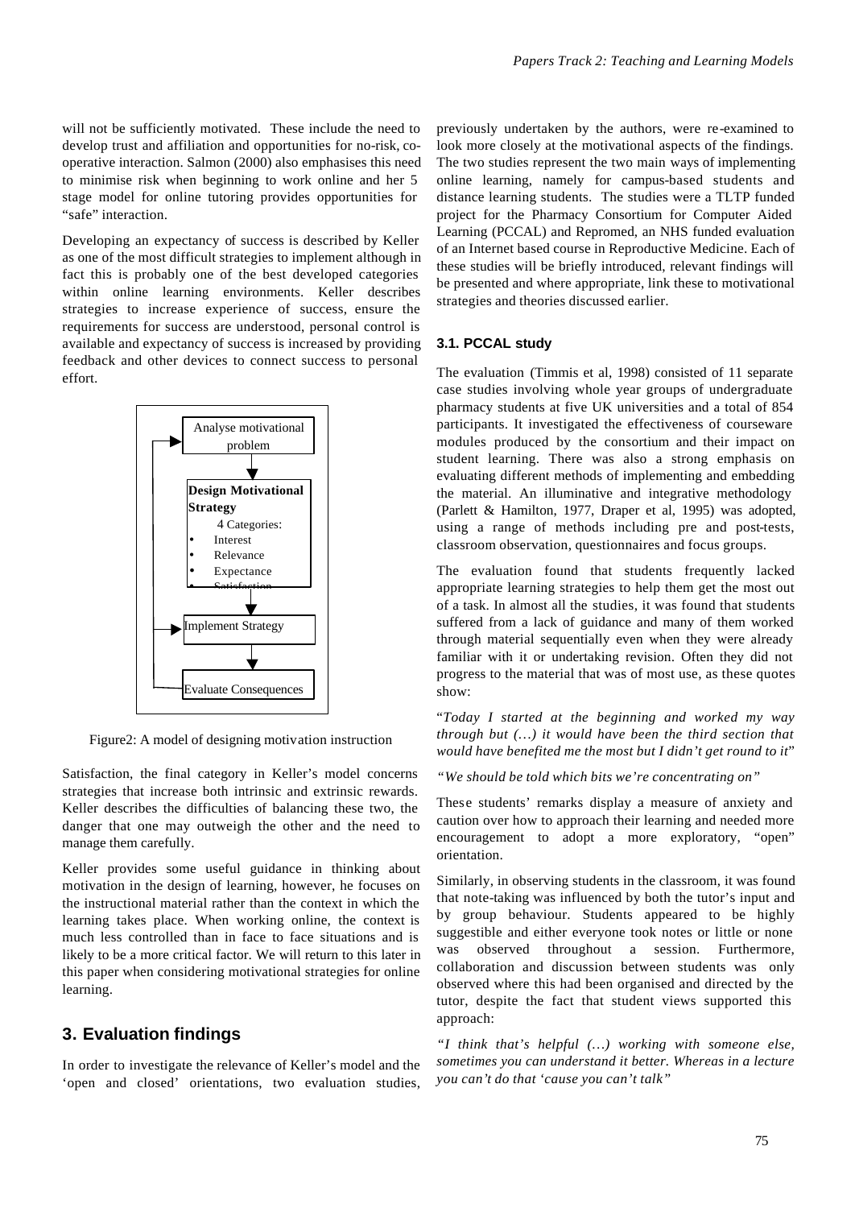will not be sufficiently motivated. These include the need to develop trust and affiliation and opportunities for no-risk, co-operative interaction. Salmon (2000) also emphasises this need to minimise risk when beginning to work online and her 5 stage model for online tutoring provides opportunities for "safe" interaction.

Developing an expectancy of success is described by Keller as one of the most difficult strategies to implement although in fact this is probably one of the best developed categories within online learning environments. Keller describes strategies to increase experience of success, ensure the requirements for success are understood, personal control is available and expectancy of success is increased by providing feedback and other devices to connect success to personal effort.

Analyse motivational problem

**Design Motivational Strategy**

4 Categories:

- Interest
- Relevance
- Expectance
- Satisfaction

Implement Strategy

Evaluate Consequences

Figure2: A model of designing motivation instruction

Satisfaction, the final category in Keller's model concerns strategies that increase both intrinsic and extrinsic rewards. Keller describes the difficulties of balancing these two, the danger that one may outweigh the other and the need to manage them carefully.

Keller provides some useful guidance in thinking about motivation in the design of learning, however, he focuses on the instructional material rather than the context in which the learning takes place. When working online, the context is much less controlled than in face to face situations and is likely to be a more critical factor. We will return to this later in this paper when considering motivational strategies for online learning.

## 3. Evaluation findings

In order to investigate the relevance of Keller's model and the 'open and closed' orientations, two evaluation studies, previously undertaken by the authors, were re-examined to look more closely at the motivational aspects of the findings. The two studies represent the two main ways of implementing online learning, namely for campus-based students and distance learning students. The studies were a TLTP funded project for the Pharmacy Consortium for Computer Aided Learning (PCCAL) and Repromed, an NHS funded evaluation of an Internet based course in Reproductive Medicine. Each of these studies will be briefly introduced, relevant findings will be presented and where appropriate, link these to motivational strategies and theories discussed earlier.

### 3.1. PCCAL study

The evaluation (Timmis et al, 1998) consisted of 11 separate case studies involving whole year groups of undergraduate pharmacy students at five UK universities and a total of 854 participants. It investigated the effectiveness of courseware modules produced by the consortium and their impact on student learning. There was also a strong emphasis on evaluating different methods of implementing and embedding the material. An illuminative and integrative methodology (Parlett & Hamilton, 1977, Draper et al, 1995) was adopted, using a range of methods including pre and post-tests, classroom observation, questionnaires and focus groups.

The evaluation found that students frequently lacked appropriate learning strategies to help them get the most out of a task. In almost all the studies, it was found that students suffered from a lack of guidance and many of them worked through material sequentially even when they were already familiar with it or undertaking revision. Often they did not progress to the material that was of most use, as these quotes show:

"*Today I started at the beginning and worked my way through but (…) it would have been the third section that would have benefited me the most but I didn't get round to it*"

*"We should be told which bits we're concentrating on"*

These students' remarks display a measure of anxiety and caution over how to approach their learning and needed more encouragement to adopt a more exploratory, "open" orientation.

Similarly, in observing students in the classroom, it was found that note-taking was influenced by both the tutor's input and by group behaviour. Students appeared to be highly suggestible and either everyone took notes or little or none was observed throughout a session. Furthermore, collaboration and discussion between students was only observed where this had been organised and directed by the tutor, despite the fact that student views supported this approach:

*"I think that's helpful (…) working with someone else, sometimes you can understand it better. Whereas in a lecture you can't do that 'cause you can't talk"*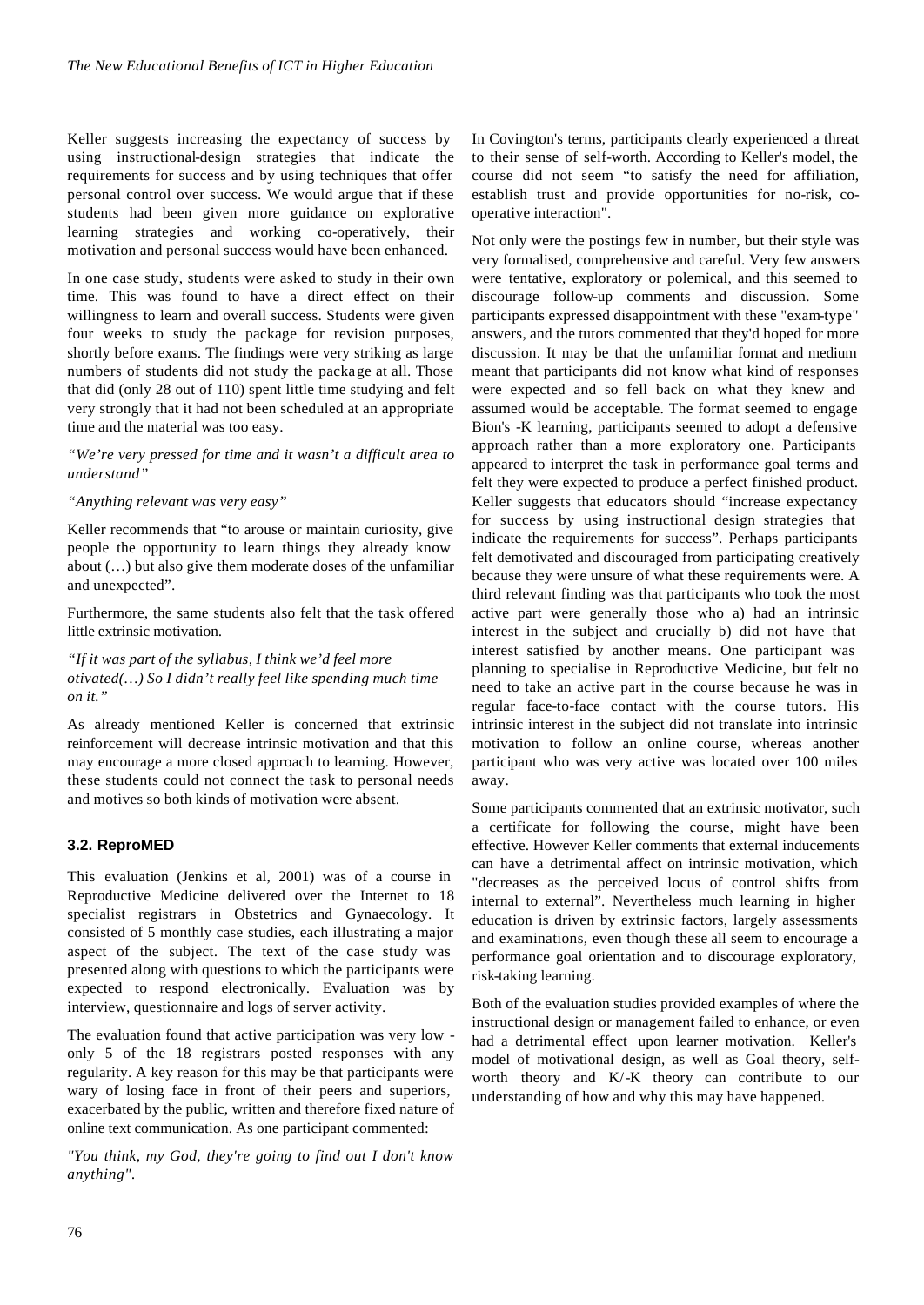Keller suggests increasing the expectancy of success by using instructional-design strategies that indicate the requirements for success and by using techniques that offer personal control over success. We would argue that if these students had been given more guidance on explorative learning strategies and working co-operatively, their motivation and personal success would have been enhanced.

In one case study, students were asked to study in their own time. This was found to have a direct effect on their willingness to learn and overall success. Students were given four weeks to study the package for revision purposes, shortly before exams. The findings were very striking as large numbers of students did not study the package at all. Those that did (only 28 out of 110) spent little time studying and felt very strongly that it had not been scheduled at an appropriate time and the material was too easy.

*"We're very pressed for time and it wasn't a difficult area to understand"*

*"Anything relevant was very easy"*

Keller recommends that "to arouse or maintain curiosity, give people the opportunity to learn things they already know about (…) but also give them moderate doses of the unfamiliar and unexpected".

Furthermore, the same students also felt that the task offered little extrinsic motivation.

*"If it was part of the syllabus, I think we'd feel more otivated(…) So I didn't really feel like spending much time on it."*

As already mentioned Keller is concerned that extrinsic reinforcement will decrease intrinsic motivation and that this may encourage a more closed approach to learning. However, these students could not connect the task to personal needs and motives so both kinds of motivation were absent.

### 3.2. ReproMED

This evaluation (Jenkins et al, 2001) was of a course in Reproductive Medicine delivered over the Internet to 18 specialist registrars in Obstetrics and Gynaecology. It consisted of 5 monthly case studies, each illustrating a major aspect of the subject. The text of the case study was presented along with questions to which the participants were expected to respond electronically. Evaluation was by interview, questionnaire and logs of server activity.

The evaluation found that active participation was very low - only 5 of the 18 registrars posted responses with any regularity. A key reason for this may be that participants were wary of losing face in front of their peers and superiors, exacerbated by the public, written and therefore fixed nature of online text communication. As one participant commented:

*"You think, my God, they're going to find out I don't know anything".*

In Covington's terms, participants clearly experienced a threat to their sense of self-worth. According to Keller's model, the course did not seem "to satisfy the need for affiliation, establish trust and provide opportunities for no-risk, co-operative interaction".

Not only were the postings few in number, but their style was very formalised, comprehensive and careful. Very few answers were tentative, exploratory or polemical, and this seemed to discourage follow-up comments and discussion. Some participants expressed disappointment with these "exam-type" answers, and the tutors commented that they'd hoped for more discussion. It may be that the unfamiliar format and medium meant that participants did not know what kind of responses were expected and so fell back on what they knew and assumed would be acceptable. The format seemed to engage Bion's -K learning, participants seemed to adopt a defensive approach rather than a more exploratory one. Participants appeared to interpret the task in performance goal terms and felt they were expected to produce a perfect finished product. Keller suggests that educators should "increase expectancy for success by using instructional design strategies that indicate the requirements for success". Perhaps participants felt demotivated and discouraged from participating creatively because they were unsure of what these requirements were. A third relevant finding was that participants who took the most active part were generally those who a) had an intrinsic interest in the subject and crucially b) did not have that interest satisfied by another means. One participant was planning to specialise in Reproductive Medicine, but felt no need to take an active part in the course because he was in regular face-to-face contact with the course tutors. His intrinsic interest in the subject did not translate into intrinsic motivation to follow an online course, whereas another participant who was very active was located over 100 miles away.

Some participants commented that an extrinsic motivator, such a certificate for following the course, might have been effective. However Keller comments that external inducements can have a detrimental affect on intrinsic motivation, which "decreases as the perceived locus of control shifts from internal to external". Nevertheless much learning in higher education is driven by extrinsic factors, largely assessments and examinations, even though these all seem to encourage a performance goal orientation and to discourage exploratory, risk-taking learning.

Both of the evaluation studies provided examples of where the instructional design or management failed to enhance, or even had a detrimental effect upon learner motivation. Keller's model of motivational design, as well as Goal theory, self-worth theory and K/-K theory can contribute to our understanding of how and why this may have happened.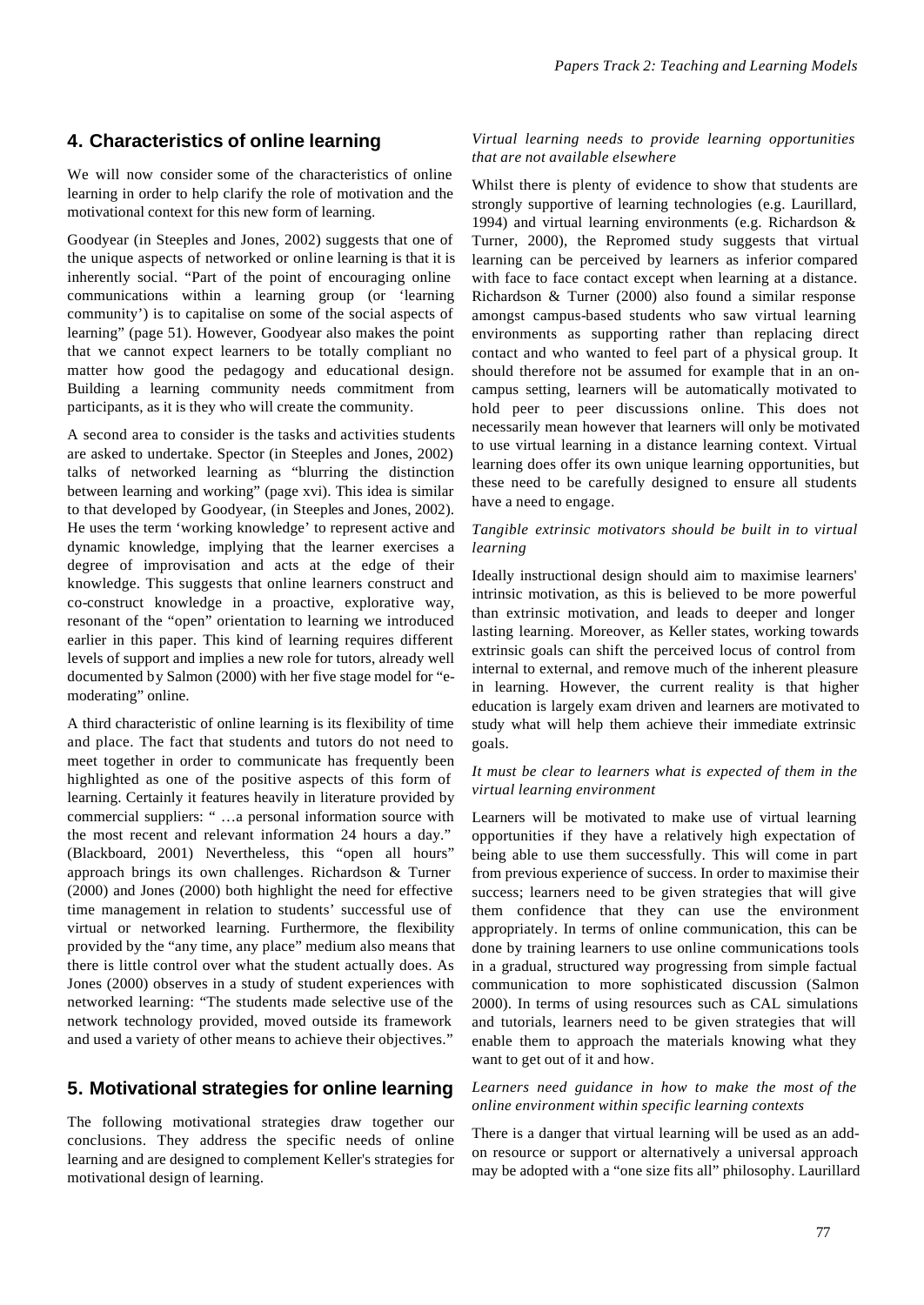## 4. Characteristics of online learning

We will now consider some of the characteristics of online learning in order to help clarify the role of motivation and the motivational context for this new form of learning.

Goodyear (in Steeples and Jones, 2002) suggests that one of the unique aspects of networked or online learning is that it is inherently social. "Part of the point of encouraging online communications within a learning group (or 'learning community') is to capitalise on some of the social aspects of learning" (page 51). However, Goodyear also makes the point that we cannot expect learners to be totally compliant no matter how good the pedagogy and educational design. Building a learning community needs commitment from participants, as it is they who will create the community.

A second area to consider is the tasks and activities students are asked to undertake. Spector (in Steeples and Jones, 2002) talks of networked learning as "blurring the distinction between learning and working" (page xvi). This idea is similar to that developed by Goodyear, (in Steeples and Jones, 2002). He uses the term 'working knowledge' to represent active and dynamic knowledge, implying that the learner exercises a degree of improvisation and acts at the edge of their knowledge. This suggests that online learners construct and co-construct knowledge in a proactive, explorative way, resonant of the "open" orientation to learning we introduced earlier in this paper. This kind of learning requires different levels of support and implies a new role for tutors, already well documented by Salmon (2000) with her five stage model for "e-moderating" online.

A third characteristic of online learning is its flexibility of time and place. The fact that students and tutors do not need to meet together in order to communicate has frequently been highlighted as one of the positive aspects of this form of learning. Certainly it features heavily in literature provided by commercial suppliers: " …a personal information source with the most recent and relevant information 24 hours a day." (Blackboard, 2001) Nevertheless, this "open all hours" approach brings its own challenges. Richardson & Turner (2000) and Jones (2000) both highlight the need for effective time management in relation to students' successful use of virtual or networked learning. Furthermore, the flexibility provided by the "any time, any place" medium also means that there is little control over what the student actually does. As Jones (2000) observes in a study of student experiences with networked learning: "The students made selective use of the network technology provided, moved outside its framework and used a variety of other means to achieve their objectives."

## 5. Motivational strategies for online learning

The following motivational strategies draw together our conclusions. They address the specific needs of online learning and are designed to complement Keller's strategies for motivational design of learning.

*Virtual learning needs to provide learning opportunities that are not available elsewhere*

Whilst there is plenty of evidence to show that students are strongly supportive of learning technologies (e.g. Laurillard, 1994) and virtual learning environments (e.g. Richardson & Turner, 2000), the Repromed study suggests that virtual learning can be perceived by learners as inferior compared with face to face contact except when learning at a distance. Richardson & Turner (2000) also found a similar response amongst campus-based students who saw virtual learning environments as supporting rather than replacing direct contact and who wanted to feel part of a physical group. It should therefore not be assumed for example that in an on-campus setting, learners will be automatically motivated to hold peer to peer discussions online. This does not necessarily mean however that learners will only be motivated to use virtual learning in a distance learning context. Virtual learning does offer its own unique learning opportunities, but these need to be carefully designed to ensure all students have a need to engage.

*Tangible extrinsic motivators should be built in to virtual learning*

Ideally instructional design should aim to maximise learners' intrinsic motivation, as this is believed to be more powerful than extrinsic motivation, and leads to deeper and longer lasting learning. Moreover, as Keller states, working towards extrinsic goals can shift the perceived locus of control from internal to external, and remove much of the inherent pleasure in learning. However, the current reality is that higher education is largely exam driven and learners are motivated to study what will help them achieve their immediate extrinsic goals.

*It must be clear to learners what is expected of them in the virtual learning environment*

Learners will be motivated to make use of virtual learning opportunities if they have a relatively high expectation of being able to use them successfully. This will come in part from previous experience of success. In order to maximise their success; learners need to be given strategies that will give them confidence that they can use the environment appropriately. In terms of online communication, this can be done by training learners to use online communications tools in a gradual, structured way progressing from simple factual communication to more sophisticated discussion (Salmon 2000). In terms of using resources such as CAL simulations and tutorials, learners need to be given strategies that will enable them to approach the materials knowing what they want to get out of it and how.

*Learners need guidance in how to make the most of the online environment within specific learning contexts*

There is a danger that virtual learning will be used as an add-on resource or support or alternatively a universal approach may be adopted with a "one size fits all" philosophy. Laurillard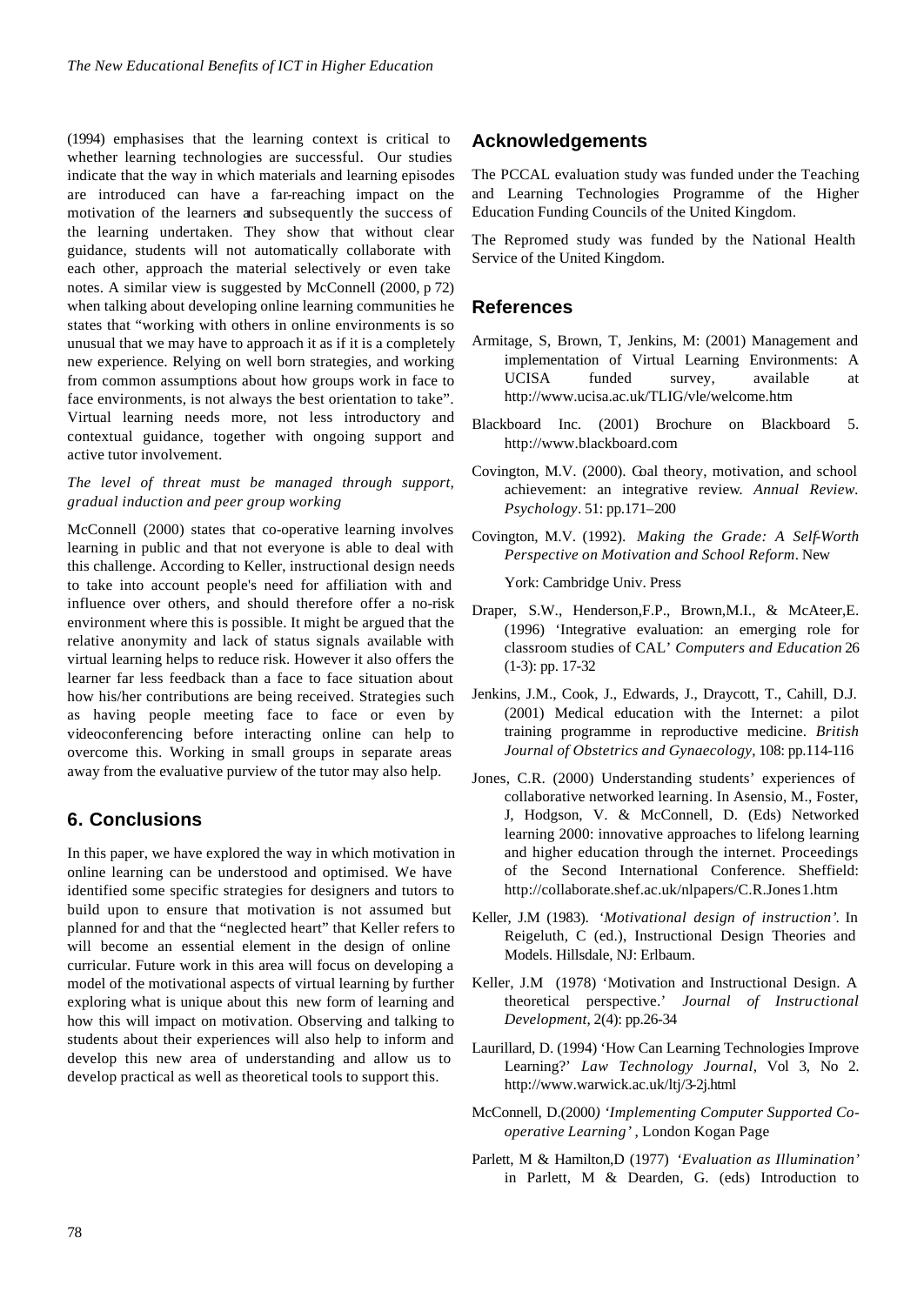(1994) emphasises that the learning context is critical to whether learning technologies are successful. Our studies indicate that the way in which materials and learning episodes are introduced can have a far-reaching impact on the motivation of the learners and subsequently the success of the learning undertaken. They show that without clear guidance, students will not automatically collaborate with each other, approach the material selectively or even take notes. A similar view is suggested by McConnell (2000, p 72) when talking about developing online learning communities he states that "working with others in online environments is so unusual that we may have to approach it as if it is a completely new experience. Relying on well born strategies, and working from common assumptions about how groups work in face to face environments, is not always the best orientation to take". Virtual learning needs more, not less introductory and contextual guidance, together with ongoing support and active tutor involvement.

*The level of threat must be managed through support, gradual induction and peer group working*

McConnell (2000) states that co-operative learning involves learning in public and that not everyone is able to deal with this challenge. According to Keller, instructional design needs to take into account people's need for affiliation with and influence over others, and should therefore offer a no-risk environment where this is possible. It might be argued that the relative anonymity and lack of status signals available with virtual learning helps to reduce risk. However it also offers the learner far less feedback than a face to face situation about how his/her contributions are being received. Strategies such as having people meeting face to face or even by videoconferencing before interacting online can help to overcome this. Working in small groups in separate areas away from the evaluative purview of the tutor may also help.

## 6. Conclusions

In this paper, we have explored the way in which motivation in online learning can be understood and optimised. We have identified some specific strategies for designers and tutors to build upon to ensure that motivation is not assumed but planned for and that the "neglected heart" that Keller refers to will become an essential element in the design of online curricular. Future work in this area will focus on developing a model of the motivational aspects of virtual learning by further exploring what is unique about this new form of learning and how this will impact on motivation. Observing and talking to students about their experiences will also help to inform and develop this new area of understanding and allow us to develop practical as well as theoretical tools to support this.

## Acknowledgements

The PCCAL evaluation study was funded under the Teaching and Learning Technologies Programme of the Higher Education Funding Councils of the United Kingdom.

The Repromed study was funded by the National Health Service of the United Kingdom.

## References

Armitage, S, Brown, T, Jenkins, M: (2001) Management and implementation of Virtual Learning Environments: A UCISA funded survey, available at http://www.ucisa.ac.uk/TLIG/vle/welcome.htm

Blackboard Inc. (2001) Brochure on Blackboard 5. http://www.blackboard.com

Covington, M.V. (2000). Goal theory, motivation, and school achievement: an integrative review. *Annual Review. Psychology*. 51: pp.171–200

Covington, M.V. (1992). *Making the Grade: A Self-Worth Perspective on Motivation and School Reform*. New York: Cambridge Univ. Press

Draper, S.W., Henderson,F.P., Brown,M.I., & McAteer,E. (1996) 'Integrative evaluation: an emerging role for classroom studies of CAL' *Computers and Education* 26 (1-3): pp. 17-32

Jenkins, J.M., Cook, J., Edwards, J., Draycott, T., Cahill, D.J. (2001) Medical education with the Internet: a pilot training programme in reproductive medicine. *British Journal of Obstetrics and Gynaecology*, 108: pp.114-116

Jones, C.R. (2000) Understanding students' experiences of collaborative networked learning. In Asensio, M., Foster, J, Hodgson, V. & McConnell, D. (Eds) Networked learning 2000: innovative approaches to lifelong learning and higher education through the internet. Proceedings of the Second International Conference. Sheffield: http://collaborate.shef.ac.uk/nlpapers/C.R.Jones1.htm

Keller, J.M (1983). *'Motivational design of instruction'.* In Reigeluth, C (ed.), Instructional Design Theories and Models. Hillsdale, NJ: Erlbaum.

Keller, J.M (1978) 'Motivation and Instructional Design. A theoretical perspective.' *Journal of Instructional Development*, 2(4): pp.26-34

Laurillard, D. (1994) 'How Can Learning Technologies Improve Learning?' *Law Technology Journal*, Vol 3, No 2. http://www.warwick.ac.uk/ltj/3-2j.html

McConnell, D.(2000*) 'Implementing Computer Supported Co-operative Learning'* , London Kogan Page

Parlett, M & Hamilton,D (1977) *'Evaluation as Illumination'* in Parlett, M & Dearden, G. (eds) Introduction to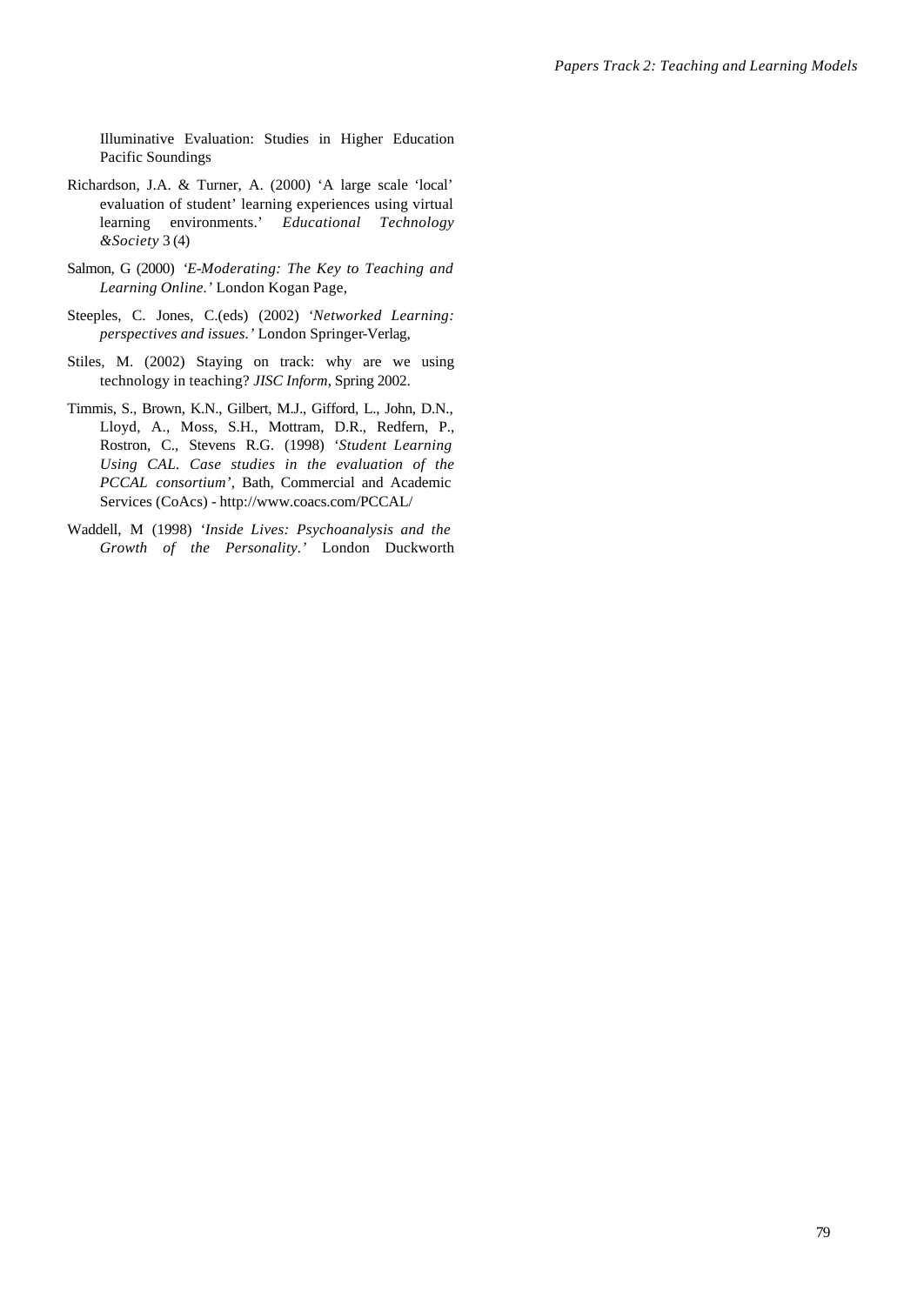Illuminative Evaluation: Studies in Higher Education Pacific Soundings

Richardson, J.A. & Turner, A. (2000) 'A large scale 'local' evaluation of student' learning experiences using virtual learning environments.' *Educational Technology &Society* 3 (4)

Salmon, G (2000) *'E-Moderating: The Key to Teaching and Learning Online.'* London Kogan Page,

Steeples, C. Jones, C.(eds) (2002) *'Networked Learning: perspectives and issues.'* London Springer-Verlag,

Stiles, M. (2002) Staying on track: why are we using technology in teaching? *JISC Inform*, Spring 2002.

Timmis, S., Brown, K.N., Gilbert, M.J., Gifford, L., John, D.N., Lloyd, A., Moss, S.H., Mottram, D.R., Redfern, P., Rostron, C., Stevens R.G. (1998) *'Student Learning Using CAL. Case studies in the evaluation of the PCCAL consortium'*, Bath, Commercial and Academic Services (CoAcs) - http://www.coacs.com/PCCAL/

Waddell, M (1998) *'Inside Lives: Psychoanalysis and the Growth of the Personality.'* London Duckworth